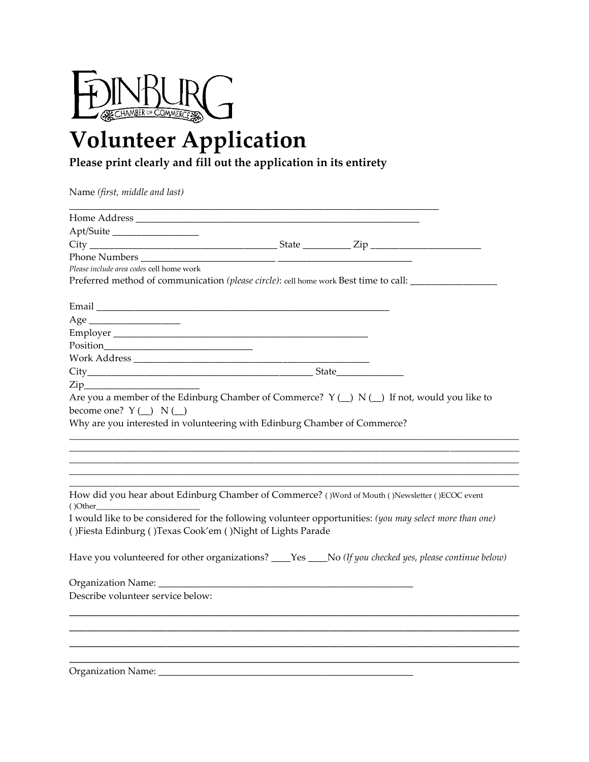EDINBURG
CHAMBER OF COMMERCE

# Volunteer Application

**Please print clearly and fill out the application in its entirety**

Name *(first, middle and last)*

______________________________________________________________________________

Home Address ____________________________________________________________

Apt/Suite _________________

City ____________________________________ State _________ Zip ______________________

Phone Numbers ___________________________ ___________________________

*Please include area codes* cell home work

Preferred method of communication *(please circle)*: cell home work Best time to call: _________________

Email _______________________________________________________________

Age __________________

Employer ____________________________________________________

Position______________________________

Work Address _________________________________________________

City_______________________________________________ State_____________

Zip________________________

Are you a member of the Edinburg Chamber of Commerce? Y (__) N (__) If not, would you like to become one? Y (__) N (__)

Why are you interested in volunteering with Edinburg Chamber of Commerce?

______________________________________________________________________________________________
______________________________________________________________________________________________
______________________________________________________________________________________________
______________________________________________________________________________________________
______________________________________________________________________________________________

How did you hear about Edinburg Chamber of Commerce? ( )Word of Mouth ( )Newsletter ( )ECOC event ( )Other________________________

I would like to be considered for the following volunteer opportunities: *(you may select more than one)*
( )Fiesta Edinburg ( )Texas Cook'em ( )Night of Lights Parade

Have you volunteered for other organizations? ____Yes ____No *(If you checked yes, please continue below)*

Organization Name: ____________________________________________________

Describe volunteer service below:

______________________________________________________________________________________________
______________________________________________________________________________________________
______________________________________________________________________________________________
______________________________________________________________________________________________

Organization Name: ____________________________________________________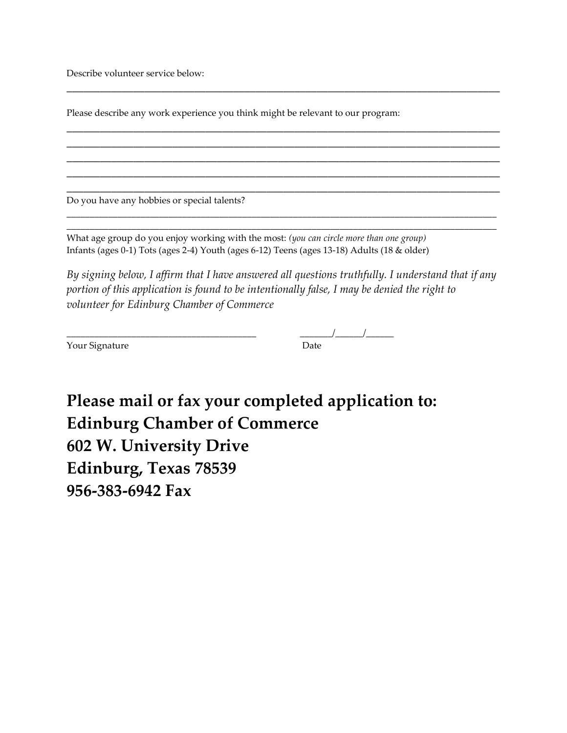Describe volunteer service below:

_______________________________________________________________________________________________

Please describe any work experience you think might be relevant to our program:

_______________________________________________________________________________________________
_______________________________________________________________________________________________
_______________________________________________________________________________________________
_______________________________________________________________________________________________
_______________________________________________________________________________________________

Do you have any hobbies or special talents?

_______________________________________________________________________________________________
_______________________________________________________________________________________________

What age group do you enjoy working with the most: *(you can circle more than one group)*
Infants (ages 0-1) Tots (ages 2-4) Youth (ages 6-12) Teens (ages 13-18) Adults (18 & older)

*By signing below, I affirm that I have answered all questions truthfully. I understand that if any portion of this application is found to be intentionally false, I may be denied the right to volunteer for Edinburg Chamber of Commerce*

________________________________________ _______/______/______
Your Signature Date

**Please mail or fax your completed application to:**
**Edinburg Chamber of Commerce**
**602 W. University Drive**
**Edinburg, Texas 78539**
**956-383-6942 Fax**